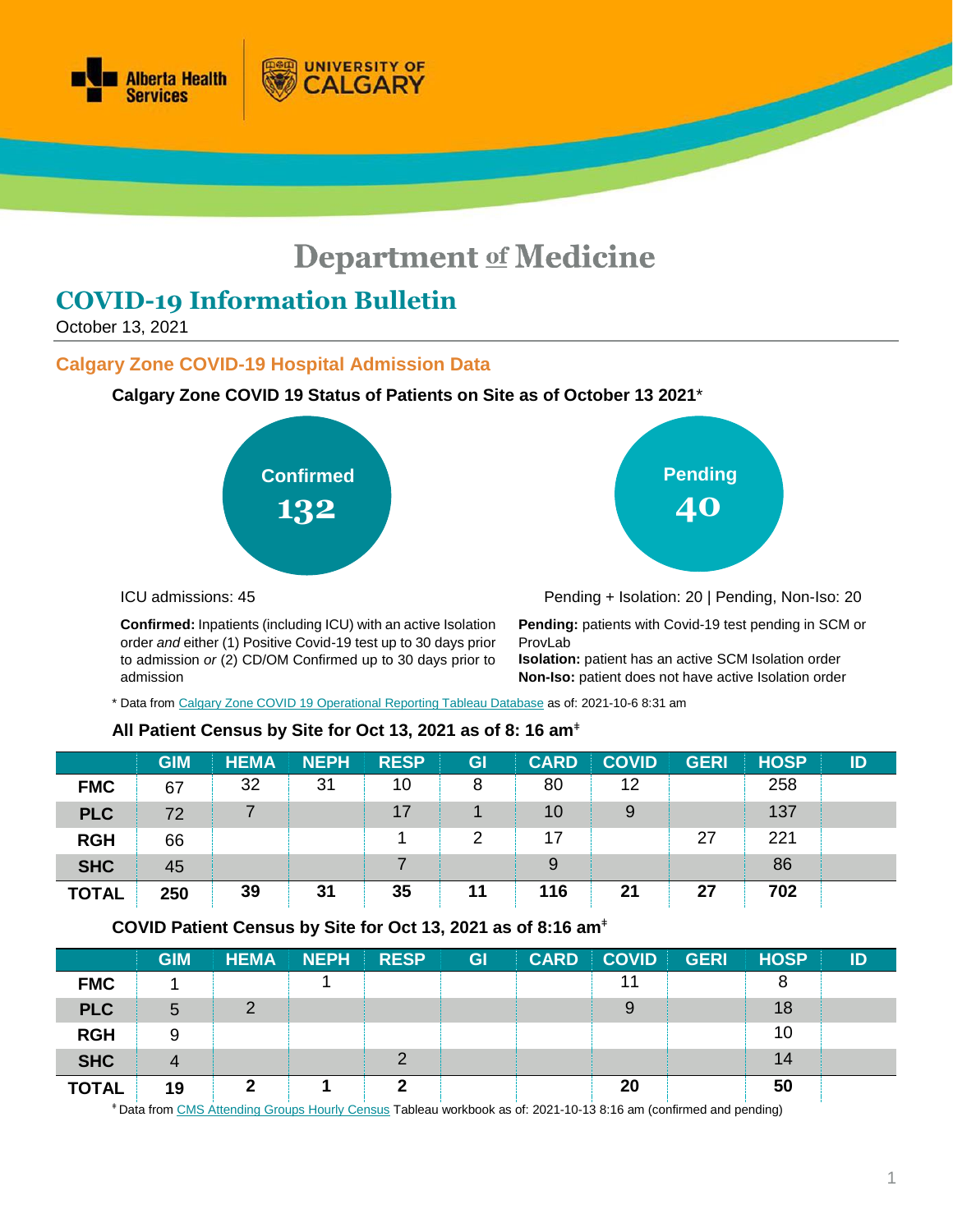# Department of Medicine

## COVID-19 Information Bulletin

October 13, 2021

### Calgary Zone COVID-19 Hospital Admission Data

**Calgary Zone COVID 19 Status of Patients on Site as of October 13 2021***

**Confirmed**
**132**

**Pending**
**40**

ICU admissions: 45

Pending + Isolation: 20 | Pending, Non-Iso: 20

**Confirmed:** Inpatients (including ICU) with an active Isolation order *and* either (1) Positive Covid-19 test up to 30 days prior to admission *or* (2) CD/OM Confirmed up to 30 days prior to admission

**Pending:** patients with Covid-19 test pending in SCM or ProvLab
**Isolation:** patient has an active SCM Isolation order
**Non-Iso:** patient does not have active Isolation order

\* Data from Calgary Zone COVID 19 Operational Reporting Tableau Database as of: 2021-10-6 8:31 am

**All Patient Census by Site for Oct 13, 2021 as of 8: 16 am‡**

| | GIM | HEMA | NEPH | RESP | GI | CARD | COVID | GERI | HOSP | ID |
|---|---|---|---|---|---|---|---|---|---|---|
| **FMC** | 67 | 32 | 31 | 10 | 8 | 80 | 12 | | 258 | |
| **PLC** | 72 | 7 | | 17 | 1 | 10 | 9 | | 137 | |
| **RGH** | 66 | | | 1 | 2 | 17 | | 27 | 221 | |
| **SHC** | 45 | | | 7 | | 9 | | | 86 | |
| **TOTAL** | **250** | **39** | **31** | **35** | **11** | **116** | **21** | **27** | **702** | |

**COVID Patient Census by Site for Oct 13, 2021 as of 8:16 am‡**

| | GIM | HEMA | NEPH | RESP | GI | CARD | COVID | GERI | HOSP | ID |
|---|---|---|---|---|---|---|---|---|---|---|
| **FMC** | 1 | | 1 | | | | 11 | | 8 | |
| **PLC** | 5 | 2 | | | | | 9 | | 18 | |
| **RGH** | 9 | | | | | | | | 10 | |
| **SHC** | 4 | | | 2 | | | | | 14 | |
| **TOTAL** | **19** | **2** | **1** | **2** | | | **20** | | **50** | |

‡ Data from CMS Attending Groups Hourly Census Tableau workbook as of: 2021-10-13 8:16 am (confirmed and pending)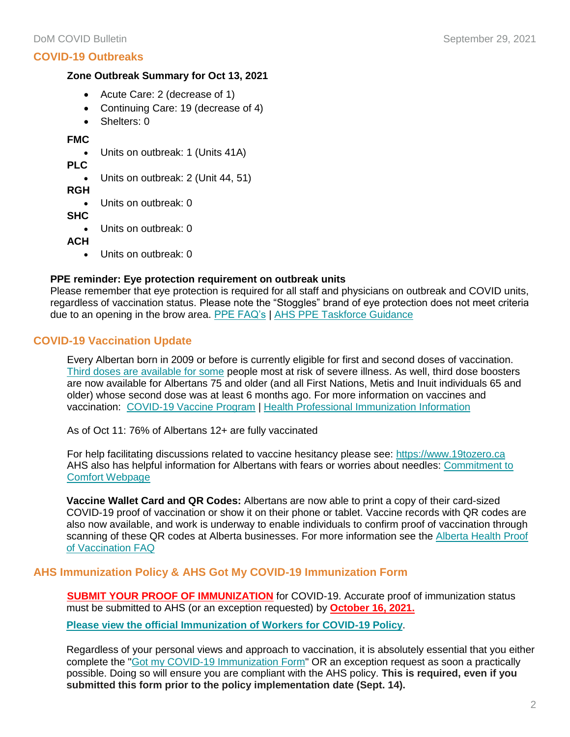## COVID-19 Outbreaks

**Zone Outbreak Summary for Oct 13, 2021**

- Acute Care: 2 (decrease of 1)
- Continuing Care: 19 (decrease of 4)
- Shelters: 0

**FMC**

- Units on outbreak: 1 (Units 41A)

**PLC**

- Units on outbreak: 2 (Unit 44, 51)

**RGH**

- Units on outbreak: 0

**SHC**

- Units on outbreak: 0

**ACH**

- Units on outbreak: 0

**PPE reminder: Eye protection requirement on outbreak units**

Please remember that eye protection is required for all staff and physicians on outbreak and COVID units, regardless of vaccination status. Please note the "Stoggles" brand of eye protection does not meet criteria due to an opening in the brow area. PPE FAQ's | AHS PPE Taskforce Guidance

## COVID-19 Vaccination Update

Every Albertan born in 2009 or before is currently eligible for first and second doses of vaccination. Third doses are available for some people most at risk of severe illness. As well, third dose boosters are now available for Albertans 75 and older (and all First Nations, Metis and Inuit individuals 65 and older) whose second dose was at least 6 months ago. For more information on vaccines and vaccination: COVID-19 Vaccine Program | Health Professional Immunization Information

As of Oct 11: 76% of Albertans 12+ are fully vaccinated

For help facilitating discussions related to vaccine hesitancy please see: https://www.19tozero.ca
AHS also has helpful information for Albertans with fears or worries about needles: Commitment to Comfort Webpage

**Vaccine Wallet Card and QR Codes:** Albertans are now able to print a copy of their card-sized COVID-19 proof of vaccination or show it on their phone or tablet. Vaccine records with QR codes are also now available, and work is underway to enable individuals to confirm proof of vaccination through scanning of these QR codes at Alberta businesses. For more information see the Alberta Health Proof of Vaccination FAQ

## AHS Immunization Policy & AHS Got My COVID-19 Immunization Form

**SUBMIT YOUR PROOF OF IMMUNIZATION** for COVID-19. Accurate proof of immunization status must be submitted to AHS (or an exception requested) by **October 16, 2021.**

**Please view the official Immunization of Workers for COVID-19 Policy**.

Regardless of your personal views and approach to vaccination, it is absolutely essential that you either complete the "Got my COVID-19 Immunization Form" OR an exception request as soon a practically possible. Doing so will ensure you are compliant with the AHS policy. **This is required, even if you submitted this form prior to the policy implementation date (Sept. 14).**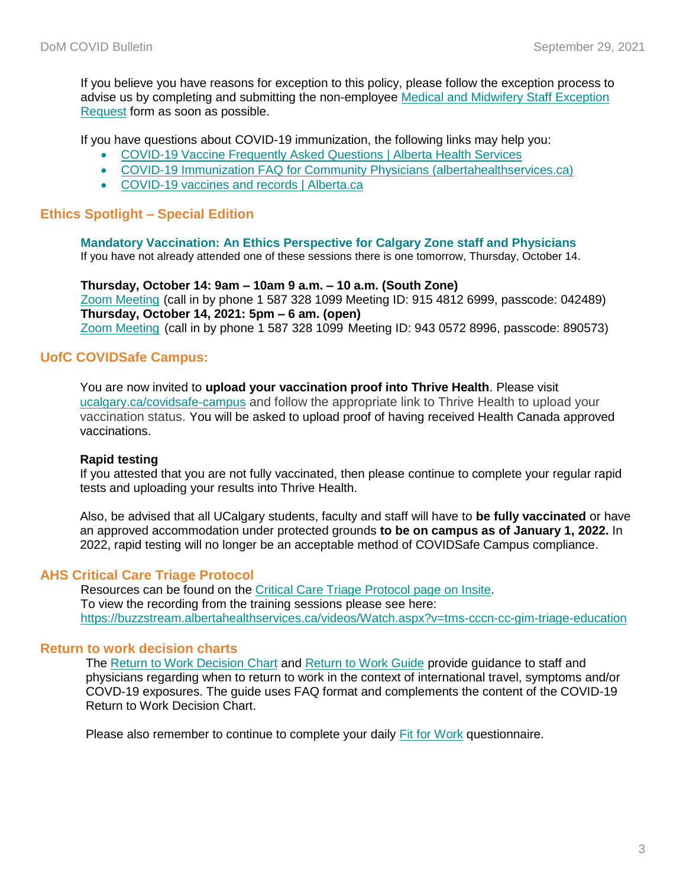If you believe you have reasons for exception to this policy, please follow the exception process to advise us by completing and submitting the non-employee Medical and Midwifery Staff Exception Request form as soon as possible.

If you have questions about COVID-19 immunization, the following links may help you:

- COVID-19 Vaccine Frequently Asked Questions | Alberta Health Services
- COVID-19 Immunization FAQ for Community Physicians (albertahealthservices.ca)
- COVID-19 vaccines and records | Alberta.ca

## Ethics Spotlight – Special Edition

### Mandatory Vaccination: An Ethics Perspective for Calgary Zone staff and Physicians

If you have not already attended one of these sessions there is one tomorrow, Thursday, October 14.

**Thursday, October 14: 9am – 10am 9 a.m. – 10 a.m. (South Zone)**
Zoom Meeting (call in by phone 1 587 328 1099 Meeting ID: 915 4812 6999, passcode: 042489)
**Thursday, October 14, 2021: 5pm – 6 am. (open)**
Zoom Meeting (call in by phone 1 587 328 1099 Meeting ID: 943 0572 8996, passcode: 890573)

## UofC COVIDSafe Campus:

You are now invited to **upload your vaccination proof into Thrive Health**. Please visit ucalgary.ca/covidsafe-campus and follow the appropriate link to Thrive Health to upload your vaccination status. You will be asked to upload proof of having received Health Canada approved vaccinations.

**Rapid testing**
If you attested that you are not fully vaccinated, then please continue to complete your regular rapid tests and uploading your results into Thrive Health.

Also, be advised that all UCalgary students, faculty and staff will have to **be fully vaccinated** or have an approved accommodation under protected grounds **to be on campus as of January 1, 2022.** In 2022, rapid testing will no longer be an acceptable method of COVIDSafe Campus compliance.

## AHS Critical Care Triage Protocol

Resources can be found on the Critical Care Triage Protocol page on Insite.
To view the recording from the training sessions please see here:
https://buzzstream.albertahealthservices.ca/videos/Watch.aspx?v=tms-cccn-cc-gim-triage-education

## Return to work decision charts

The Return to Work Decision Chart and Return to Work Guide provide guidance to staff and physicians regarding when to return to work in the context of international travel, symptoms and/or COVD-19 exposures. The guide uses FAQ format and complements the content of the COVID-19 Return to Work Decision Chart.

Please also remember to continue to complete your daily Fit for Work questionnaire.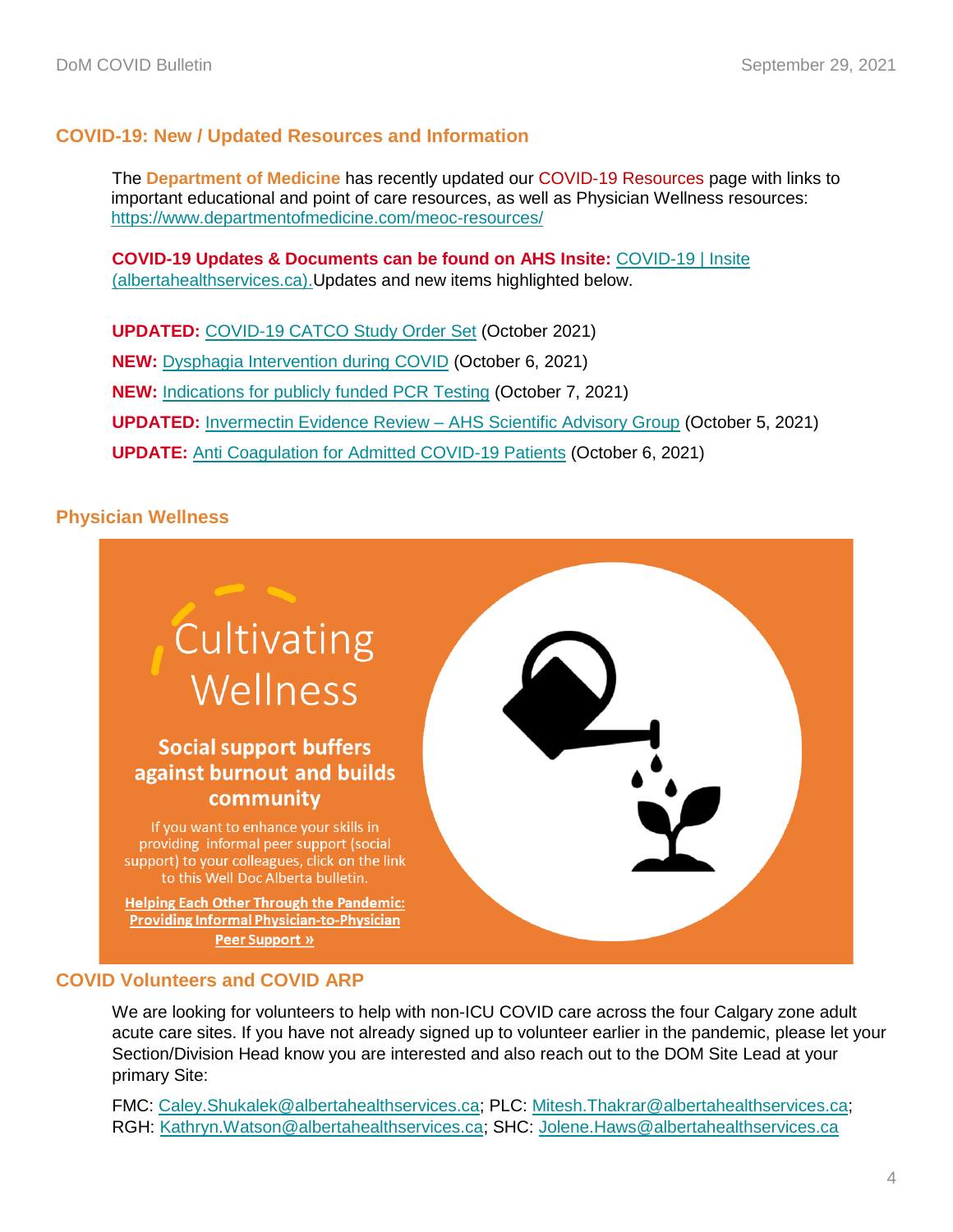## COVID-19: New / Updated Resources and Information

The **Department of Medicine** has recently updated our COVID-19 Resources page with links to important educational and point of care resources, as well as Physician Wellness resources: https://www.departmentofmedicine.com/meoc-resources/

**COVID-19 Updates & Documents can be found on AHS Insite:** COVID-19 | Insite (albertahealthservices.ca). Updates and new items highlighted below.

**UPDATED:** COVID-19 CATCO Study Order Set (October 2021)

**NEW:** Dysphagia Intervention during COVID (October 6, 2021)

**NEW:** Indications for publicly funded PCR Testing (October 7, 2021)

**UPDATED:** Invermectin Evidence Review – AHS Scientific Advisory Group (October 5, 2021)

**UPDATE:** Anti Coagulation for Admitted COVID-19 Patients (October 6, 2021)

## Physician Wellness

Cultivating Wellness

**Social support buffers against burnout and builds community**

If you want to enhance your skills in providing informal peer support (social support) to your colleagues, click on the link to this Well Doc Alberta bulletin.

**Helping Each Other Through the Pandemic: Providing Informal Physician-to-Physician Peer Support »**

## COVID Volunteers and COVID ARP

We are looking for volunteers to help with non-ICU COVID care across the four Calgary zone adult acute care sites. If you have not already signed up to volunteer earlier in the pandemic, please let your Section/Division Head know you are interested and also reach out to the DOM Site Lead at your primary Site:

FMC: Caley.Shukalek@albertahealthservices.ca; PLC: Mitesh.Thakrar@albertahealthservices.ca; RGH: Kathryn.Watson@albertahealthservices.ca; SHC: Jolene.Haws@albertahealthservices.ca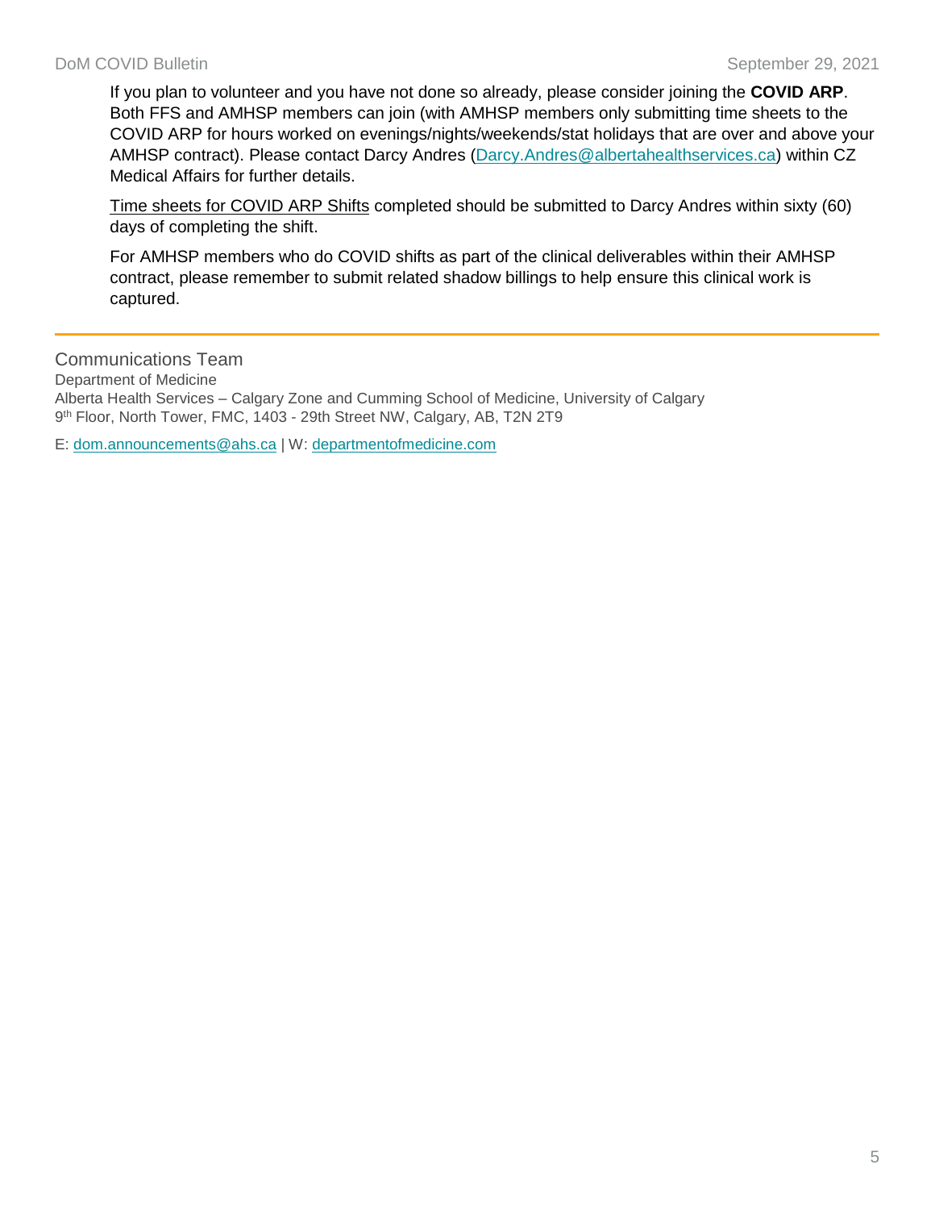If you plan to volunteer and you have not done so already, please consider joining the **COVID ARP**. Both FFS and AMHSP members can join (with AMHSP members only submitting time sheets to the COVID ARP for hours worked on evenings/nights/weekends/stat holidays that are over and above your AMHSP contract). Please contact Darcy Andres (Darcy.Andres@albertahealthservices.ca) within CZ Medical Affairs for further details.

Time sheets for COVID ARP Shifts completed should be submitted to Darcy Andres within sixty (60) days of completing the shift.

For AMHSP members who do COVID shifts as part of the clinical deliverables within their AMHSP contract, please remember to submit related shadow billings to help ensure this clinical work is captured.

---

Communications Team
Department of Medicine
Alberta Health Services – Calgary Zone and Cumming School of Medicine, University of Calgary
9th Floor, North Tower, FMC, 1403 - 29th Street NW, Calgary, AB, T2N 2T9

E: dom.announcements@ahs.ca | W: departmentofmedicine.com